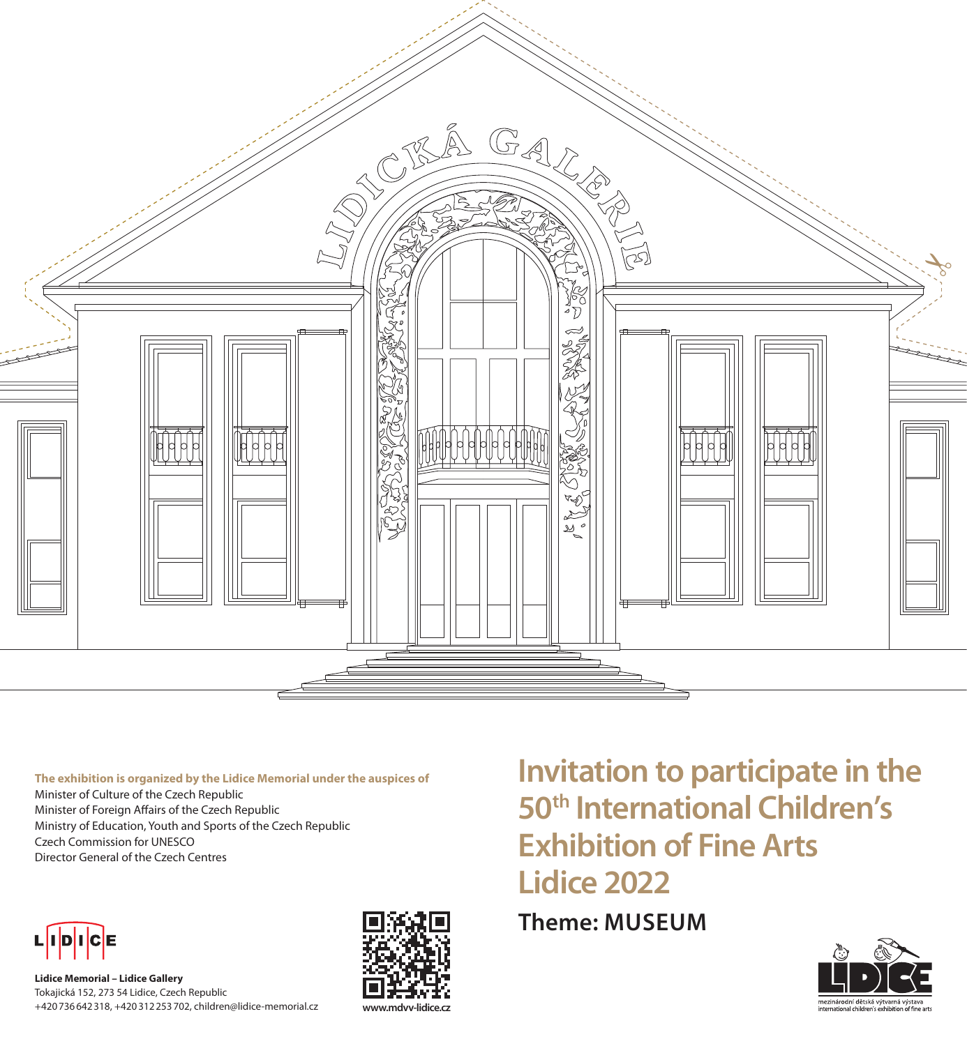# Invitation to participate in the 50th International Children's Exhibition of Fine Arts Lidice 2022

## Theme: MUSEUM

**The exhibition is organized by the Lidice Memorial under the auspices of**

Minister of Culture of the Czech Republic
Minister of Foreign Affairs of the Czech Republic
Ministry of Education, Youth and Sports of the Czech Republic
Czech Commission for UNESCO
Director General of the Czech Centres

**Lidice Memorial – Lidice Gallery**
Tokajická 152, 273 54 Lidice, Czech Republic
+420 736 642 318, +420 312 253 702, children@lidice-memorial.cz

www.mdvv-lidice.cz

mezinárodní dětská výtvarná výstava
international children's exhibition of fine arts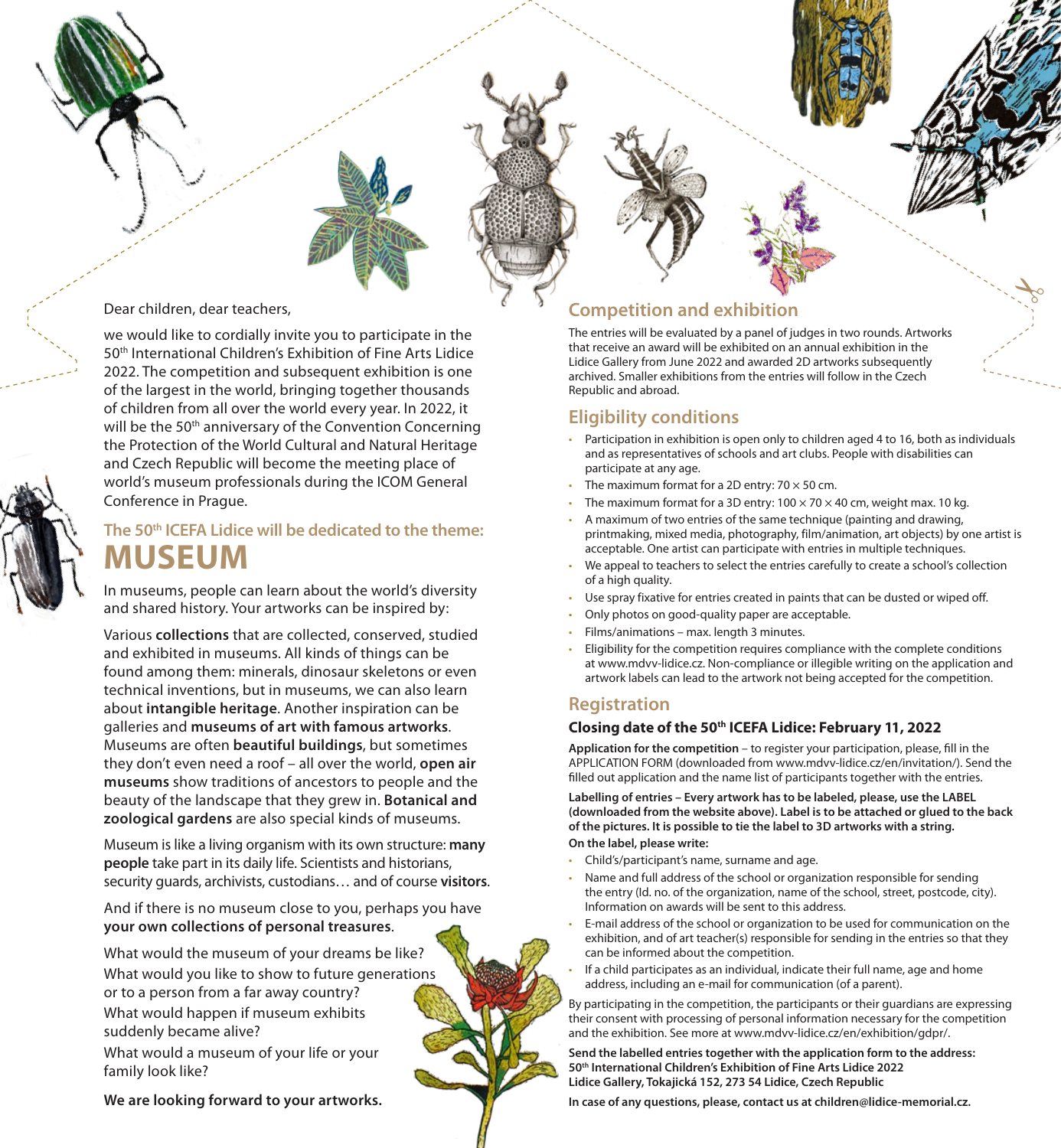Dear children, dear teachers,

we would like to cordially invite you to participate in the 50th International Children's Exhibition of Fine Arts Lidice 2022. The competition and subsequent exhibition is one of the largest in the world, bringing together thousands of children from all over the world every year. In 2022, it will be the 50th anniversary of the Convention Concerning the Protection of the World Cultural and Natural Heritage and Czech Republic will become the meeting place of world's museum professionals during the ICOM General Conference in Prague.

## The 50th ICEFA Lidice will be dedicated to the theme:

# MUSEUM

In museums, people can learn about the world's diversity and shared history. Your artworks can be inspired by:

Various **collections** that are collected, conserved, studied and exhibited in museums. All kinds of things can be found among them: minerals, dinosaur skeletons or even technical inventions, but in museums, we can also learn about **intangible heritage**. Another inspiration can be galleries and **museums of art with famous artworks**. Museums are often **beautiful buildings**, but sometimes they don't even need a roof – all over the world, **open air museums** show traditions of ancestors to people and the beauty of the landscape that they grew in. **Botanical and zoological gardens** are also special kinds of museums.

Museum is like a living organism with its own structure: **many people** take part in its daily life. Scientists and historians, security guards, archivists, custodians… and of course **visitors**.

And if there is no museum close to you, perhaps you have **your own collections of personal treasures**.

What would the museum of your dreams be like?
What would you like to show to future generations or to a person from a far away country?
What would happen if museum exhibits suddenly became alive?
What would a museum of your life or your family look like?

**We are looking forward to your artworks.**

## Competition and exhibition

The entries will be evaluated by a panel of judges in two rounds. Artworks that receive an award will be exhibited on an annual exhibition in the Lidice Gallery from June 2022 and awarded 2D artworks subsequently archived. Smaller exhibitions from the entries will follow in the Czech Republic and abroad.

## Eligibility conditions

- Participation in exhibition is open only to children aged 4 to 16, both as individuals and as representatives of schools and art clubs. People with disabilities can participate at any age.
- The maximum format for a 2D entry: 70 × 50 cm.
- The maximum format for a 3D entry: 100 × 70 × 40 cm, weight max. 10 kg.
- A maximum of two entries of the same technique (painting and drawing, printmaking, mixed media, photography, film/animation, art objects) by one artist is acceptable. One artist can participate with entries in multiple techniques.
- We appeal to teachers to select the entries carefully to create a school's collection of a high quality.
- Use spray fixative for entries created in paints that can be dusted or wiped off.
- Only photos on good-quality paper are acceptable.
- Films/animations – max. length 3 minutes.
- Eligibility for the competition requires compliance with the complete conditions at www.mdvv-lidice.cz. Non-compliance or illegible writing on the application and artwork labels can lead to the artwork not being accepted for the competition.

## Registration

### Closing date of the 50th ICEFA Lidice: February 11, 2022

**Application for the competition** – to register your participation, please, fill in the APPLICATION FORM (downloaded from www.mdvv-lidice.cz/en/invitation/). Send the filled out application and the name list of participants together with the entries.

**Labelling of entries – Every artwork has to be labeled, please, use the LABEL (downloaded from the website above). Label is to be attached or glued to the back of the pictures. It is possible to tie the label to 3D artworks with a string.**

**On the label, please write:**

- Child's/participant's name, surname and age.
- Name and full address of the school or organization responsible for sending the entry (Id. no. of the organization, name of the school, street, postcode, city). Information on awards will be sent to this address.
- E-mail address of the school or organization to be used for communication on the exhibition, and of art teacher(s) responsible for sending in the entries so that they can be informed about the competition.
- If a child participates as an individual, indicate their full name, age and home address, including an e-mail for communication (of a parent).

By participating in the competition, the participants or their guardians are expressing their consent with processing of personal information necessary for the competition and the exhibition. See more at www.mdvv-lidice.cz/en/exhibition/gdpr/.

**Send the labelled entries together with the application form to the address:**
**50th International Children's Exhibition of Fine Arts Lidice 2022**
**Lidice Gallery, Tokajická 152, 273 54 Lidice, Czech Republic**

**In case of any questions, please, contact us at children@lidice-memorial.cz.**